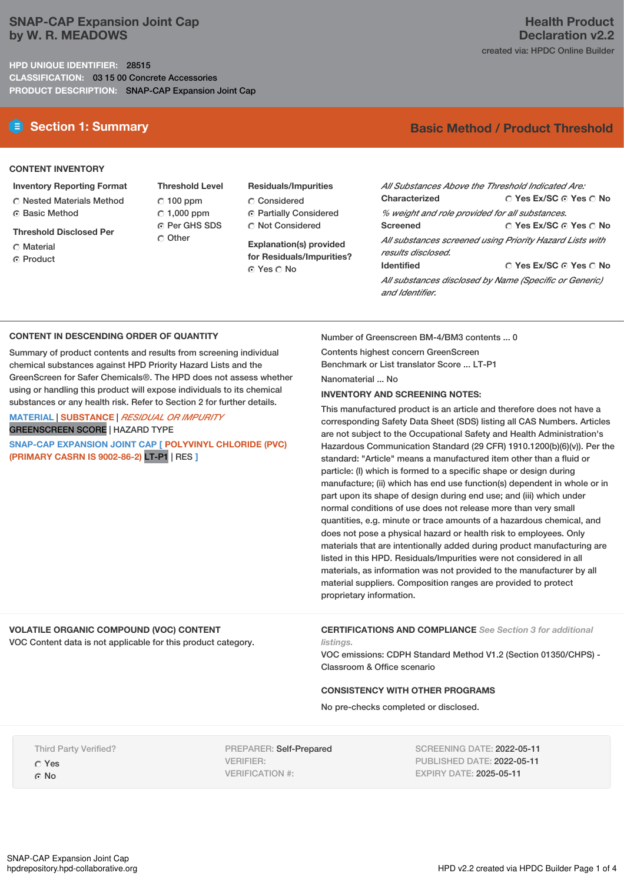# SNAP-CAP Expansion Joint Cap by W. R. MEADOWS

**Health Product Declaration v2.2**

created via: HPDC Online Builder

**HPD UNIQUE IDENTIFIER:** 28515
**CLASSIFICATION:** 03 15 00 Concrete Accessories
**PRODUCT DESCRIPTION:** SNAP-CAP Expansion Joint Cap

## Section 1: Summary

**Basic Method / Product Threshold**

### CONTENT INVENTORY

**Inventory Reporting Format**
- ○ Nested Materials Method
- ◉ Basic Method

**Threshold Disclosed Per**
- ○ Material
- ◉ Product

**Threshold Level**
- ○ 100 ppm
- ○ 1,000 ppm
- ◉ Per GHS SDS
- ○ Other

**Residuals/Impurities**
- ○ Considered
- ◉ Partially Considered
- ○ Not Considered

**Explanation(s) provided for Residuals/Impurities?**
◉ Yes ○ No

*All Substances Above the Threshold Indicated Are:*

**Characterized** ○ Yes Ex/SC ◉ Yes ○ No
*% weight and role provided for all substances.*

**Screened** ○ Yes Ex/SC ◉ Yes ○ No
*All substances screened using Priority Hazard Lists with results disclosed.*

**Identified** ○ Yes Ex/SC ◉ Yes ○ No
*All substances disclosed by Name (Specific or Generic) and Identifier.*

### CONTENT IN DESCENDING ORDER OF QUANTITY

Summary of product contents and results from screening individual chemical substances against HPD Priority Hazard Lists and the GreenScreen for Safer Chemicals®. The HPD does not assess whether using or handling this product will expose individuals to its chemical substances or any health risk. Refer to Section 2 for further details.

MATERIAL | SUBSTANCE | *RESIDUAL OR IMPURITY*
GREENSCREEN SCORE | HAZARD TYPE

**SNAP-CAP EXPANSION JOINT CAP [ POLYVINYL CHLORIDE (PVC) (PRIMARY CASRN IS 9002-86-2)** LT-P1 | RES **]**

Number of Greenscreen BM-4/BM3 contents ... 0

Contents highest concern GreenScreen Benchmark or List translator Score ... LT-P1

Nanomaterial ... No

**INVENTORY AND SCREENING NOTES:**

This manufactured product is an article and therefore does not have a corresponding Safety Data Sheet (SDS) listing all CAS Numbers. Articles are not subject to the Occupational Safety and Health Administration's Hazardous Communication Standard (29 CFR) 1910.1200(b)(6)(v)). Per the standard: "Article" means a manufactured item other than a fluid or particle: (I) which is formed to a specific shape or design during manufacture; (ii) which has end use function(s) dependent in whole or in part upon its shape of design during end use; and (iii) which under normal conditions of use does not release more than very small quantities, e.g. minute or trace amounts of a hazardous chemical, and does not pose a physical hazard or health risk to employees. Only materials that are intentionally added during product manufacturing are listed in this HPD. Residuals/Impurities were not considered in all materials, as information was not provided to the manufacturer by all material suppliers. Composition ranges are provided to protect proprietary information.

### VOLATILE ORGANIC COMPOUND (VOC) CONTENT

VOC Content data is not applicable for this product category.

### CERTIFICATIONS AND COMPLIANCE *See Section 3 for additional listings.*

VOC emissions: CDPH Standard Method V1.2 (Section 01350/CHPS) - Classroom & Office scenario

### CONSISTENCY WITH OTHER PROGRAMS

No pre-checks completed or disclosed.

Third Party Verified?
- ○ Yes
- ◉ No

PREPARER: Self-Prepared
VERIFIER:
VERIFICATION #:

SCREENING DATE: 2022-05-11
PUBLISHED DATE: 2022-05-11
EXPIRY DATE: 2025-05-11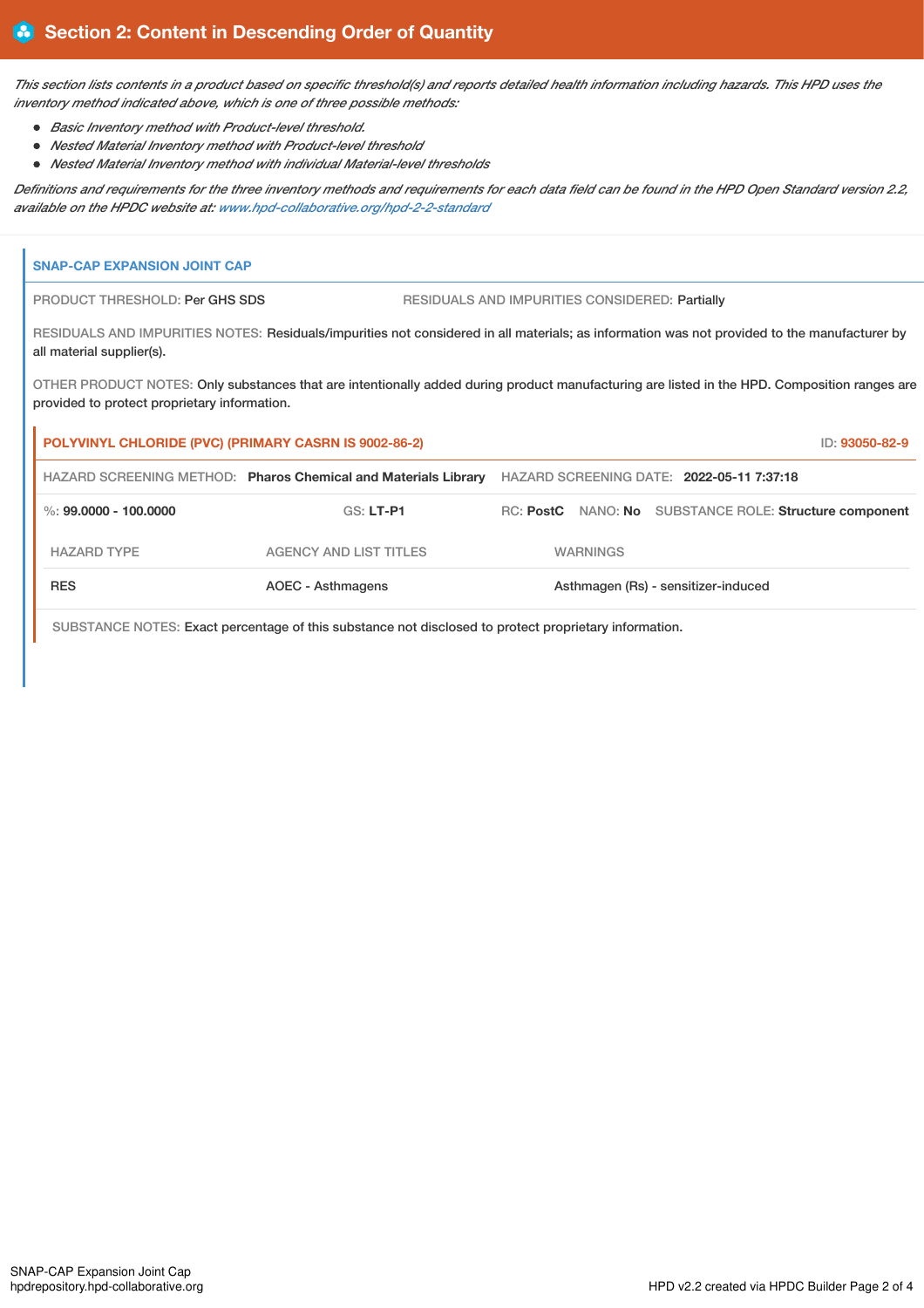## Section 2: Content in Descending Order of Quantity

*This section lists contents in a product based on specific threshold(s) and reports detailed health information including hazards. This HPD uses the inventory method indicated above, which is one of three possible methods:*

- *Basic Inventory method with Product-level threshold.*
- *Nested Material Inventory method with Product-level threshold*
- *Nested Material Inventory method with individual Material-level thresholds*

*Definitions and requirements for the three inventory methods and requirements for each data field can be found in the HPD Open Standard version 2.2, available on the HPDC website at: www.hpd-collaborative.org/hpd-2-2-standard*

### SNAP-CAP EXPANSION JOINT CAP

PRODUCT THRESHOLD: Per GHS SDS

RESIDUALS AND IMPURITIES CONSIDERED: Partially

RESIDUALS AND IMPURITIES NOTES: Residuals/impurities not considered in all materials; as information was not provided to the manufacturer by all material supplier(s).

OTHER PRODUCT NOTES: Only substances that are intentionally added during product manufacturing are listed in the HPD. Composition ranges are provided to protect proprietary information.

#### POLYVINYL CHLORIDE (PVC) (PRIMARY CASRN IS 9002-86-2)

ID: 93050-82-9

HAZARD SCREENING METHOD: **Pharos Chemical and Materials Library**

HAZARD SCREENING DATE: **2022-05-11 7:37:18**

%: **99.0000 - 100.0000**

GS: **LT-P1**

RC: **PostC**

NANO: **No**

SUBSTANCE ROLE: **Structure component**

| HAZARD TYPE | AGENCY AND LIST TITLES | WARNINGS |
|---|---|---|
| RES | AOEC - Asthmagens | Asthmagen (Rs) - sensitizer-induced |

SUBSTANCE NOTES: Exact percentage of this substance not disclosed to protect proprietary information.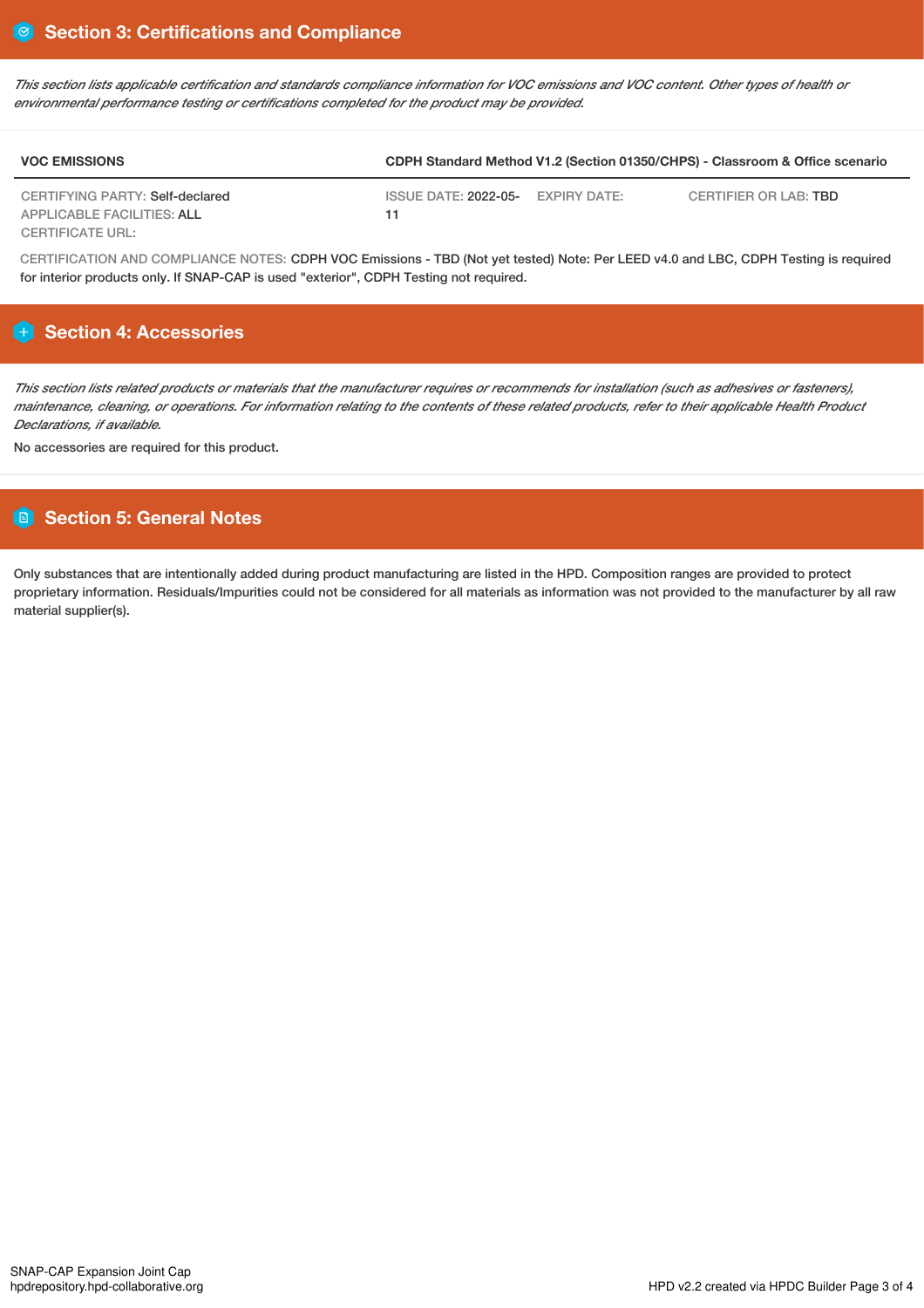## Section 3: Certifications and Compliance

*This section lists applicable certification and standards compliance information for VOC emissions and VOC content. Other types of health or environmental performance testing or certifications completed for the product may be provided.*

| VOC EMISSIONS | CDPH Standard Method V1.2 (Section 01350/CHPS) - Classroom & Office scenario | | |
|---|---|---|---|
| CERTIFYING PARTY: Self-declared<br>APPLICABLE FACILITIES: ALL<br>CERTIFICATE URL: | ISSUE DATE: 2022-05-11 | EXPIRY DATE: | CERTIFIER OR LAB: TBD |

CERTIFICATION AND COMPLIANCE NOTES: CDPH VOC Emissions - TBD (Not yet tested) Note: Per LEED v4.0 and LBC, CDPH Testing is required for interior products only. If SNAP-CAP is used "exterior", CDPH Testing not required.

## Section 4: Accessories

*This section lists related products or materials that the manufacturer requires or recommends for installation (such as adhesives or fasteners), maintenance, cleaning, or operations. For information relating to the contents of these related products, refer to their applicable Health Product Declarations, if available.*

No accessories are required for this product.

## Section 5: General Notes

Only substances that are intentionally added during product manufacturing are listed in the HPD. Composition ranges are provided to protect proprietary information. Residuals/Impurities could not be considered for all materials as information was not provided to the manufacturer by all raw material supplier(s).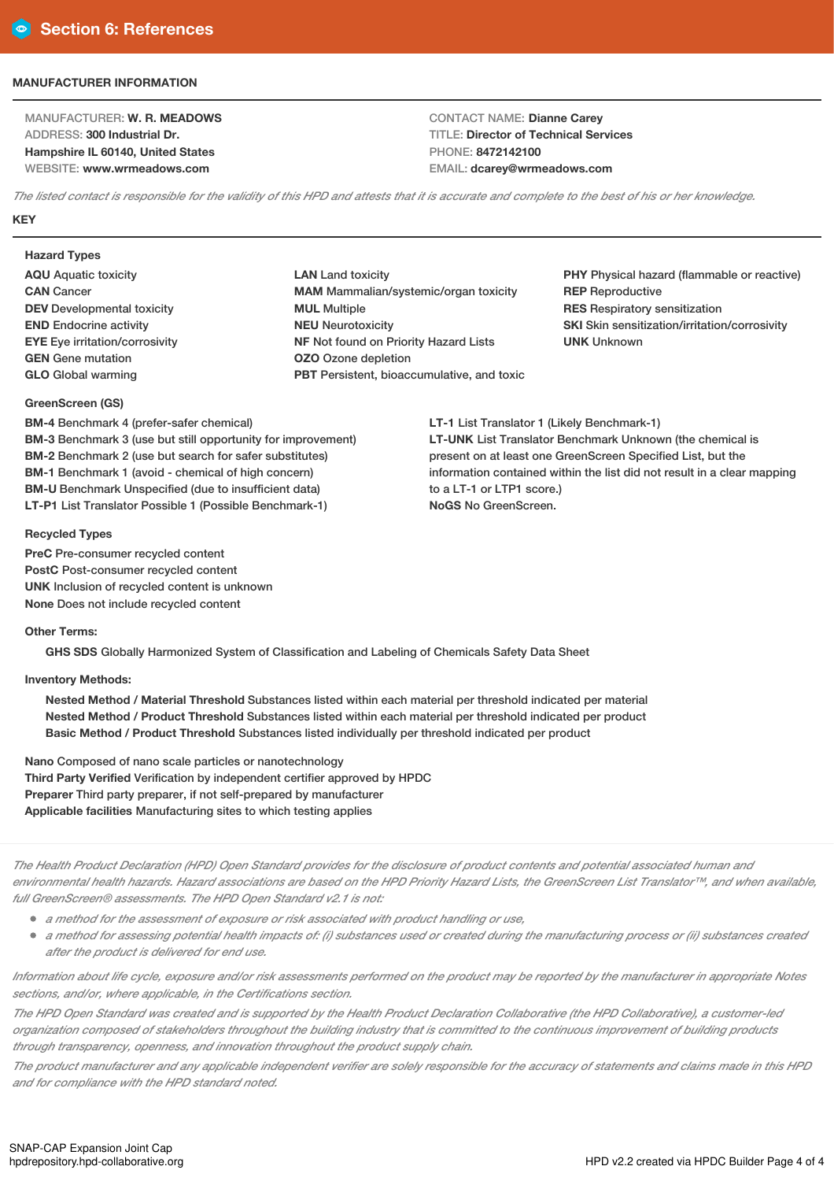## Section 6: References

### MANUFACTURER INFORMATION

MANUFACTURER: **W. R. MEADOWS**
ADDRESS: **300 Industrial Dr.**
**Hampshire IL 60140, United States**
WEBSITE: **www.wrmeadows.com**

CONTACT NAME: **Dianne Carey**
TITLE: **Director of Technical Services**
PHONE: **8472142100**
EMAIL: **dcarey@wrmeadows.com**

*The listed contact is responsible for the validity of this HPD and attests that it is accurate and complete to the best of his or her knowledge.*

### KEY

**Hazard Types**

**AQU** Aquatic toxicity
**CAN** Cancer
**DEV** Developmental toxicity
**END** Endocrine activity
**EYE** Eye irritation/corrosivity
**GEN** Gene mutation
**GLO** Global warming
**LAN** Land toxicity
**MAM** Mammalian/systemic/organ toxicity
**MUL** Multiple
**NEU** Neurotoxicity
**NF** Not found on Priority Hazard Lists
**OZO** Ozone depletion
**PBT** Persistent, bioaccumulative, and toxic
**PHY** Physical hazard (flammable or reactive)
**REP** Reproductive
**RES** Respiratory sensitization
**SKI** Skin sensitization/irritation/corrosivity
**UNK** Unknown

**GreenScreen (GS)**

**BM-4** Benchmark 4 (prefer-safer chemical)
**BM-3** Benchmark 3 (use but still opportunity for improvement)
**BM-2** Benchmark 2 (use but search for safer substitutes)
**BM-1** Benchmark 1 (avoid - chemical of high concern)
**BM-U** Benchmark Unspecified (due to insufficient data)
**LT-P1** List Translator Possible 1 (Possible Benchmark-1)
**LT-1** List Translator 1 (Likely Benchmark-1)
**LT-UNK** List Translator Benchmark Unknown (the chemical is present on at least one GreenScreen Specified List, but the information contained within the list did not result in a clear mapping to a LT-1 or LTP1 score.)
**NoGS** No GreenScreen.

**Recycled Types**

**PreC** Pre-consumer recycled content
**PostC** Post-consumer recycled content
**UNK** Inclusion of recycled content is unknown
**None** Does not include recycled content

**Other Terms:**

**GHS SDS** Globally Harmonized System of Classification and Labeling of Chemicals Safety Data Sheet

**Inventory Methods:**

**Nested Method / Material Threshold** Substances listed within each material per threshold indicated per material
**Nested Method / Product Threshold** Substances listed within each material per threshold indicated per product
**Basic Method / Product Threshold** Substances listed individually per threshold indicated per product

**Nano** Composed of nano scale particles or nanotechnology
**Third Party Verified** Verification by independent certifier approved by HPDC
**Preparer** Third party preparer, if not self-prepared by manufacturer
**Applicable facilities** Manufacturing sites to which testing applies

*The Health Product Declaration (HPD) Open Standard provides for the disclosure of product contents and potential associated human and environmental health hazards. Hazard associations are based on the HPD Priority Hazard Lists, the GreenScreen List Translator™, and when available, full GreenScreen® assessments. The HPD Open Standard v2.1 is not:*

- *a method for the assessment of exposure or risk associated with product handling or use,*
- *a method for assessing potential health impacts of: (i) substances used or created during the manufacturing process or (ii) substances created after the product is delivered for end use.*

*Information about life cycle, exposure and/or risk assessments performed on the product may be reported by the manufacturer in appropriate Notes sections, and/or, where applicable, in the Certifications section.*

*The HPD Open Standard was created and is supported by the Health Product Declaration Collaborative (the HPD Collaborative), a customer-led organization composed of stakeholders throughout the building industry that is committed to the continuous improvement of building products through transparency, openness, and innovation throughout the product supply chain.*

*The product manufacturer and any applicable independent verifier are solely responsible for the accuracy of statements and claims made in this HPD and for compliance with the HPD standard noted.*